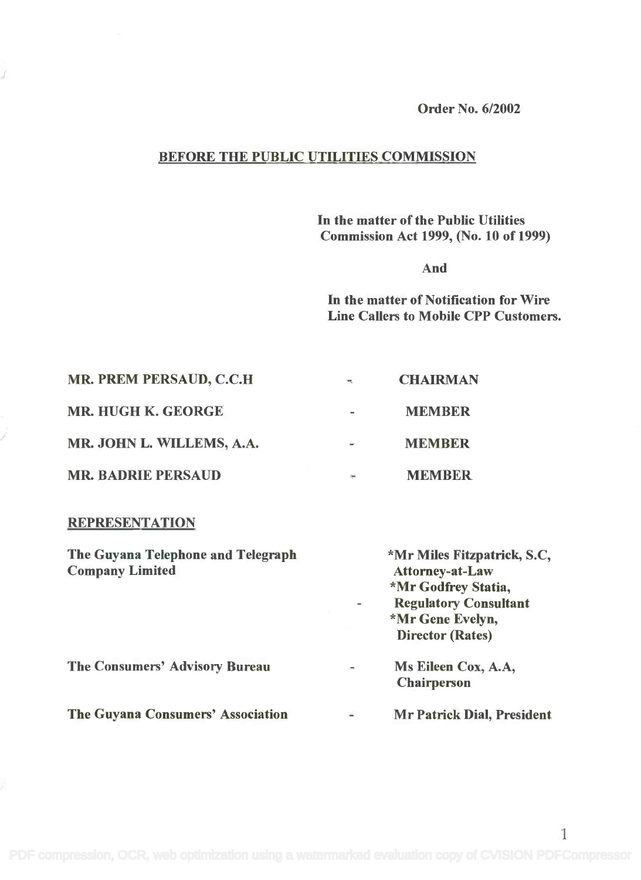**Order No. 6/2002**

## BEFORE THE PUBLIC UTILITIES COMMISSION

**In the matter of the Public Utilities Commission Act 1999, (No. 10 of 1999)**

**And**

**In the matter of Notification for Wire Line Callers to Mobile CPP Customers.**

| | | |
|---|---|---|
| **MR. PREM PERSAUD, C.C.H** | - | **CHAIRMAN** |
| **MR. HUGH K. GEORGE** | - | **MEMBER** |
| **MR. JOHN L. WILLEMS, A.A.** | - | **MEMBER** |
| **MR. BADRIE PERSAUD** | - | **MEMBER** |

**REPRESENTATION**

| | | |
|---|---|---|
| **The Guyana Telephone and Telegraph Company Limited** | - | ***Mr Miles Fitzpatrick, S.C, Attorney-at-Law** <br> ***Mr Godfrey Statia, Regulatory Consultant** <br> ***Mr Gene Evelyn, Director (Rates)** |
| **The Consumers' Advisory Bureau** | - | **Ms Eileen Cox, A.A, Chairperson** |
| **The Guyana Consumers' Association** | - | **Mr Patrick Dial, President** |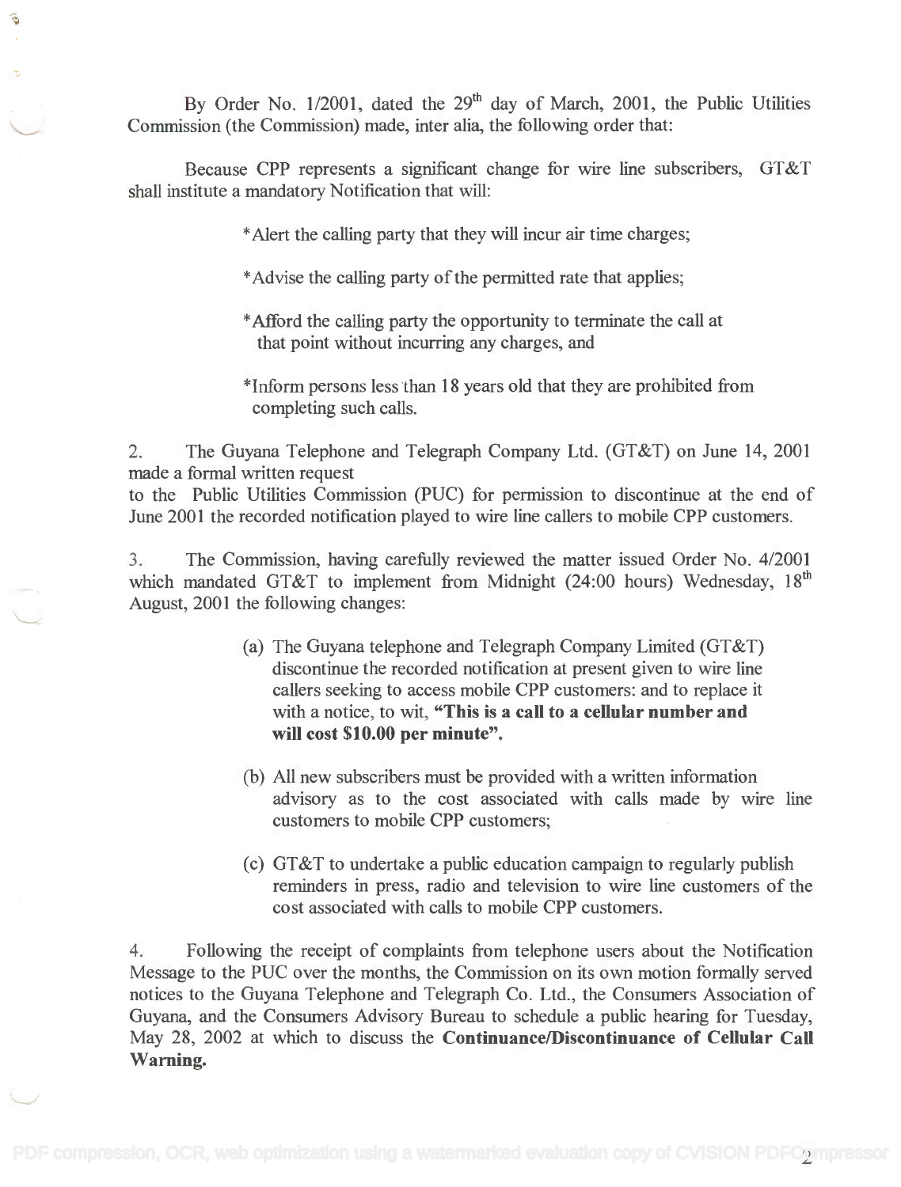By Order No. 1/2001, dated the 29th day of March, 2001, the Public Utilities Commission (the Commission) made, inter alia, the following order that:

Because CPP represents a significant change for wire line subscribers, GT&T shall institute a mandatory Notification that will:

- *Alert the calling party that they will incur air time charges;
- *Advise the calling party of the permitted rate that applies;
- *Afford the calling party the opportunity to terminate the call at that point without incurring any charges, and
- *Inform persons less than 18 years old that they are prohibited from completing such calls.

2. The Guyana Telephone and Telegraph Company Ltd. (GT&T) on June 14, 2001 made a formal written request to the Public Utilities Commission (PUC) for permission to discontinue at the end of June 2001 the recorded notification played to wire line callers to mobile CPP customers.

3. The Commission, having carefully reviewed the matter issued Order No. 4/2001 which mandated GT&T to implement from Midnight (24:00 hours) Wednesday, 18th August, 2001 the following changes:

   (a) The Guyana telephone and Telegraph Company Limited (GT&T) discontinue the recorded notification at present given to wire line callers seeking to access mobile CPP customers: and to replace it with a notice, to wit, **"This is a call to a cellular number and will cost $10.00 per minute".**

   (b) All new subscribers must be provided with a written information advisory as to the cost associated with calls made by wire line customers to mobile CPP customers;

   (c) GT&T to undertake a public education campaign to regularly publish reminders in press, radio and television to wire line customers of the cost associated with calls to mobile CPP customers.

4. Following the receipt of complaints from telephone users about the Notification Message to the PUC over the months, the Commission on its own motion formally served notices to the Guyana Telephone and Telegraph Co. Ltd., the Consumers Association of Guyana, and the Consumers Advisory Bureau to schedule a public hearing for Tuesday, May 28, 2002 at which to discuss the **Continuance/Discontinuance of Cellular Call Warning.**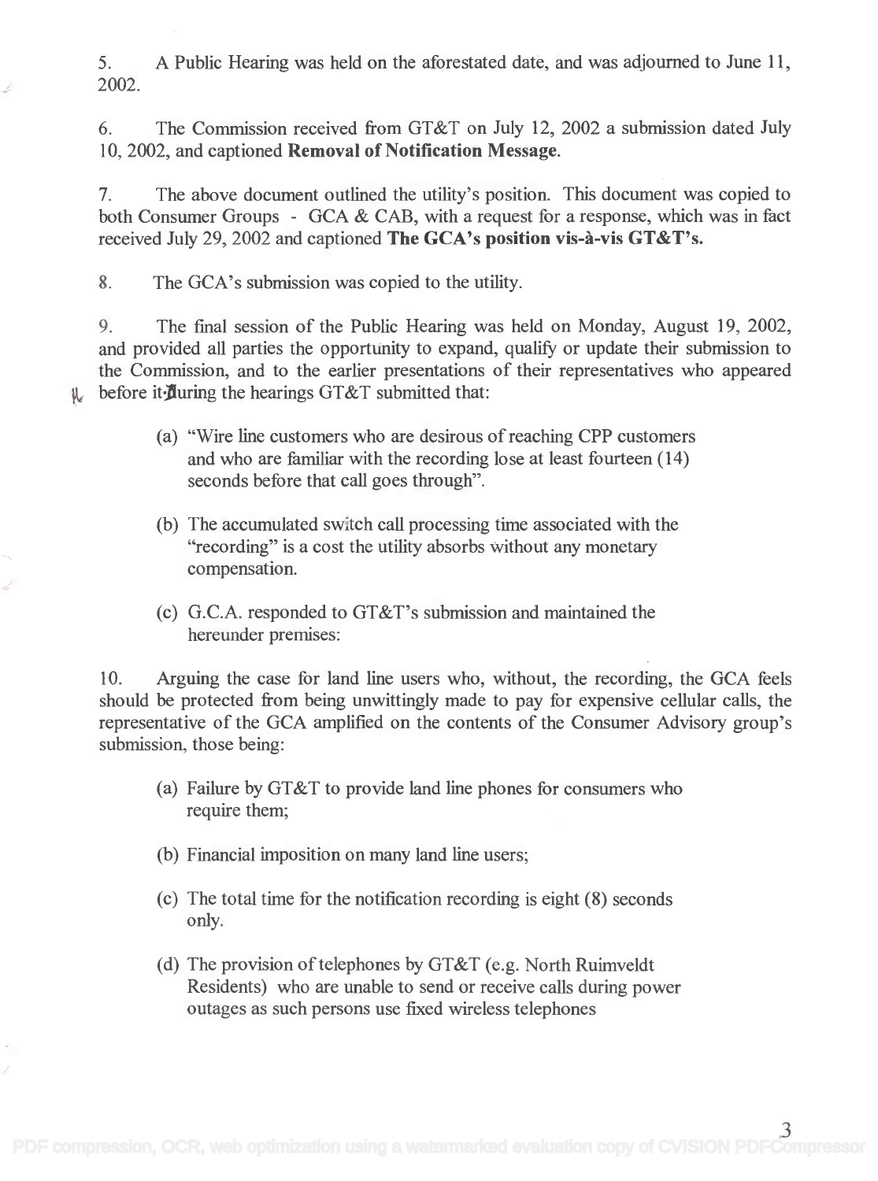5. A Public Hearing was held on the aforestated date, and was adjourned to June 11, 2002.

6. The Commission received from GT&T on July 12, 2002 a submission dated July 10, 2002, and captioned **Removal of Notification Message**.

7. The above document outlined the utility's position. This document was copied to both Consumer Groups - GCA & CAB, with a request for a response, which was in fact received July 29, 2002 and captioned **The GCA's position vis-à-vis GT&T's.**

8. The GCA's submission was copied to the utility.

9. The final session of the Public Hearing was held on Monday, August 19, 2002, and provided all parties the opportunity to expand, qualify or update their submission to the Commission, and to the earlier presentations of their representatives who appeared before it. During the hearings GT&T submitted that:

(a) "Wire line customers who are desirous of reaching CPP customers and who are familiar with the recording lose at least fourteen (14) seconds before that call goes through".

(b) The accumulated switch call processing time associated with the "recording" is a cost the utility absorbs without any monetary compensation.

(c) G.C.A. responded to GT&T's submission and maintained the hereunder premises:

10. Arguing the case for land line users who, without, the recording, the GCA feels should be protected from being unwittingly made to pay for expensive cellular calls, the representative of the GCA amplified on the contents of the Consumer Advisory group's submission, those being:

(a) Failure by GT&T to provide land line phones for consumers who require them;

(b) Financial imposition on many land line users;

(c) The total time for the notification recording is eight (8) seconds only.

(d) The provision of telephones by GT&T (e.g. North Ruimveldt Residents) who are unable to send or receive calls during power outages as such persons use fixed wireless telephones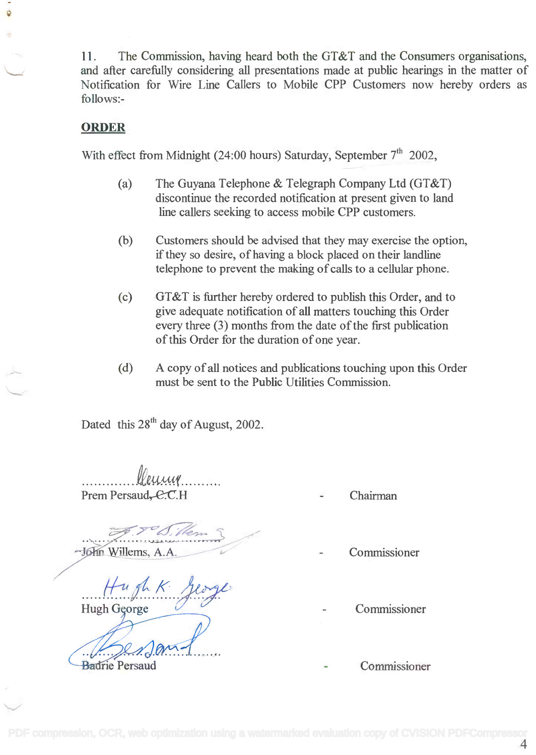11. The Commission, having heard both the GT&T and the Consumers organisations, and after carefully considering all presentations made at public hearings in the matter of Notification for Wire Line Callers to Mobile CPP Customers now hereby orders as follows:-

## ORDER

With effect from Midnight (24:00 hours) Saturday, September 7th 2002,

(a) The Guyana Telephone & Telegraph Company Ltd (GT&T) discontinue the recorded notification at present given to land line callers seeking to access mobile CPP customers.

(b) Customers should be advised that they may exercise the option, if they so desire, of having a block placed on their landline telephone to prevent the making of calls to a cellular phone.

(c) GT&T is further hereby ordered to publish this Order, and to give adequate notification of all matters touching this Order every three (3) months from the date of the first publication of this Order for the duration of one year.

(d) A copy of all notices and publications touching upon this Order must be sent to the Public Utilities Commission.

Dated this 28th day of August, 2002.

Prem Persaud, C.C.H - Chairman

John Willems, A.A. - Commissioner

Hugh George - Commissioner

Badrie Persaud - Commissioner